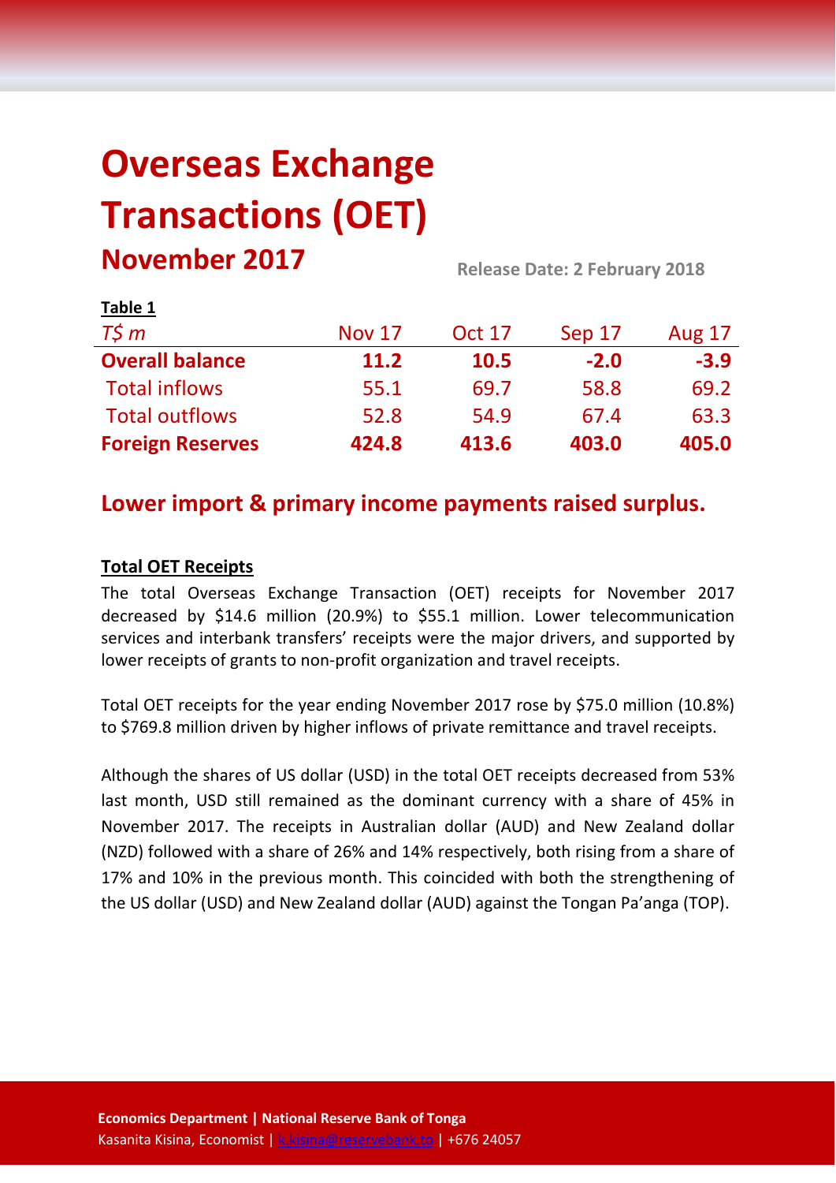# Overseas Exchange Transactions (OET)

## November 2017

**Release Date: 2 February 2018**

**Table 1**

| *T$ m* | Nov 17 | Oct 17 | Sep 17 | Aug 17 |
|---|---|---|---|---|
| **Overall balance** | **11.2** | **10.5** | **-2.0** | **-3.9** |
| Total inflows | 55.1 | 69.7 | 58.8 | 69.2 |
| Total outflows | 52.8 | 54.9 | 67.4 | 63.3 |
| **Foreign Reserves** | **424.8** | **413.6** | **403.0** | **405.0** |

## Lower import & primary income payments raised surplus.

**Total OET Receipts**

The total Overseas Exchange Transaction (OET) receipts for November 2017 decreased by $14.6 million (20.9%) to $55.1 million. Lower telecommunication services and interbank transfers' receipts were the major drivers, and supported by lower receipts of grants to non-profit organization and travel receipts.

Total OET receipts for the year ending November 2017 rose by $75.0 million (10.8%) to $769.8 million driven by higher inflows of private remittance and travel receipts.

Although the shares of US dollar (USD) in the total OET receipts decreased from 53% last month, USD still remained as the dominant currency with a share of 45% in November 2017. The receipts in Australian dollar (AUD) and New Zealand dollar (NZD) followed with a share of 26% and 14% respectively, both rising from a share of 17% and 10% in the previous month. This coincided with both the strengthening of the US dollar (USD) and New Zealand dollar (AUD) against the Tongan Pa'anga (TOP).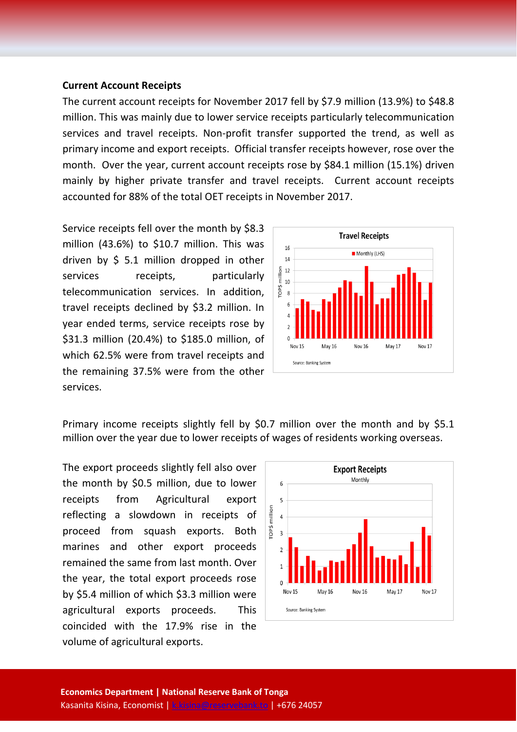**Current Account Receipts**

The current account receipts for November 2017 fell by $7.9 million (13.9%) to $48.8 million. This was mainly due to lower service receipts particularly telecommunication services and travel receipts. Non-profit transfer supported the trend, as well as primary income and export receipts. Official transfer receipts however, rose over the month. Over the year, current account receipts rose by $84.1 million (15.1%) driven mainly by higher private transfer and travel receipts. Current account receipts accounted for 88% of the total OET receipts in November 2017.

Service receipts fell over the month by $8.3 million (43.6%) to $10.7 million. This was driven by $ 5.1 million dropped in other services receipts, particularly telecommunication services. In addition, travel receipts declined by $3.2 million. In year ended terms, service receipts rose by $31.3 million (20.4%) to $185.0 million, of which 62.5% were from travel receipts and the remaining 37.5% were from the other services.

Primary income receipts slightly fell by $0.7 million over the month and by $5.1 million over the year due to lower receipts of wages of residents working overseas.

The export proceeds slightly fell also over the month by $0.5 million, due to lower receipts from Agricultural export reflecting a slowdown in receipts of proceed from squash exports. Both marines and other export proceeds remained the same from last month. Over the year, the total export proceeds rose by $5.4 million of which $3.3 million were agricultural exports proceeds. This coincided with the 17.9% rise in the volume of agricultural exports.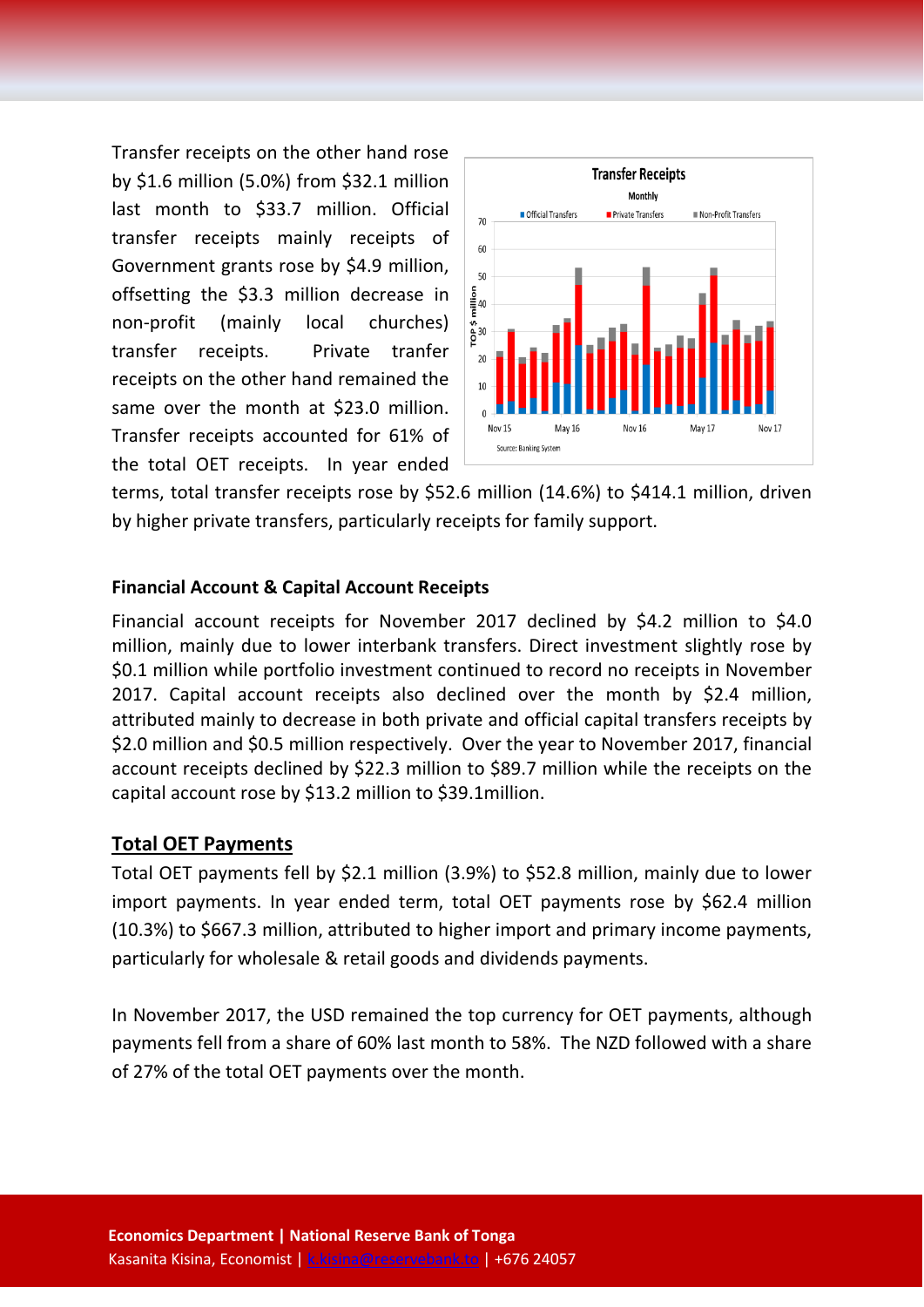Transfer receipts on the other hand rose by $1.6 million (5.0%) from $32.1 million last month to $33.7 million. Official transfer receipts mainly receipts of Government grants rose by $4.9 million, offsetting the $3.3 million decrease in non-profit (mainly local churches) transfer receipts. Private tranfer receipts on the other hand remained the same over the month at $23.0 million. Transfer receipts accounted for 61% of the total OET receipts. In year ended terms, total transfer receipts rose by $52.6 million (14.6%) to $414.1 million, driven by higher private transfers, particularly receipts for family support.

**Financial Account & Capital Account Receipts**

Financial account receipts for November 2017 declined by $4.2 million to $4.0 million, mainly due to lower interbank transfers. Direct investment slightly rose by $0.1 million while portfolio investment continued to record no receipts in November 2017. Capital account receipts also declined over the month by $2.4 million, attributed mainly to decrease in both private and official capital transfers receipts by $2.0 million and $0.5 million respectively. Over the year to November 2017, financial account receipts declined by $22.3 million to $89.7 million while the receipts on the capital account rose by $13.2 million to $39.1million.

## Total OET Payments

Total OET payments fell by $2.1 million (3.9%) to $52.8 million, mainly due to lower import payments. In year ended term, total OET payments rose by $62.4 million (10.3%) to $667.3 million, attributed to higher import and primary income payments, particularly for wholesale & retail goods and dividends payments.

In November 2017, the USD remained the top currency for OET payments, although payments fell from a share of 60% last month to 58%. The NZD followed with a share of 27% of the total OET payments over the month.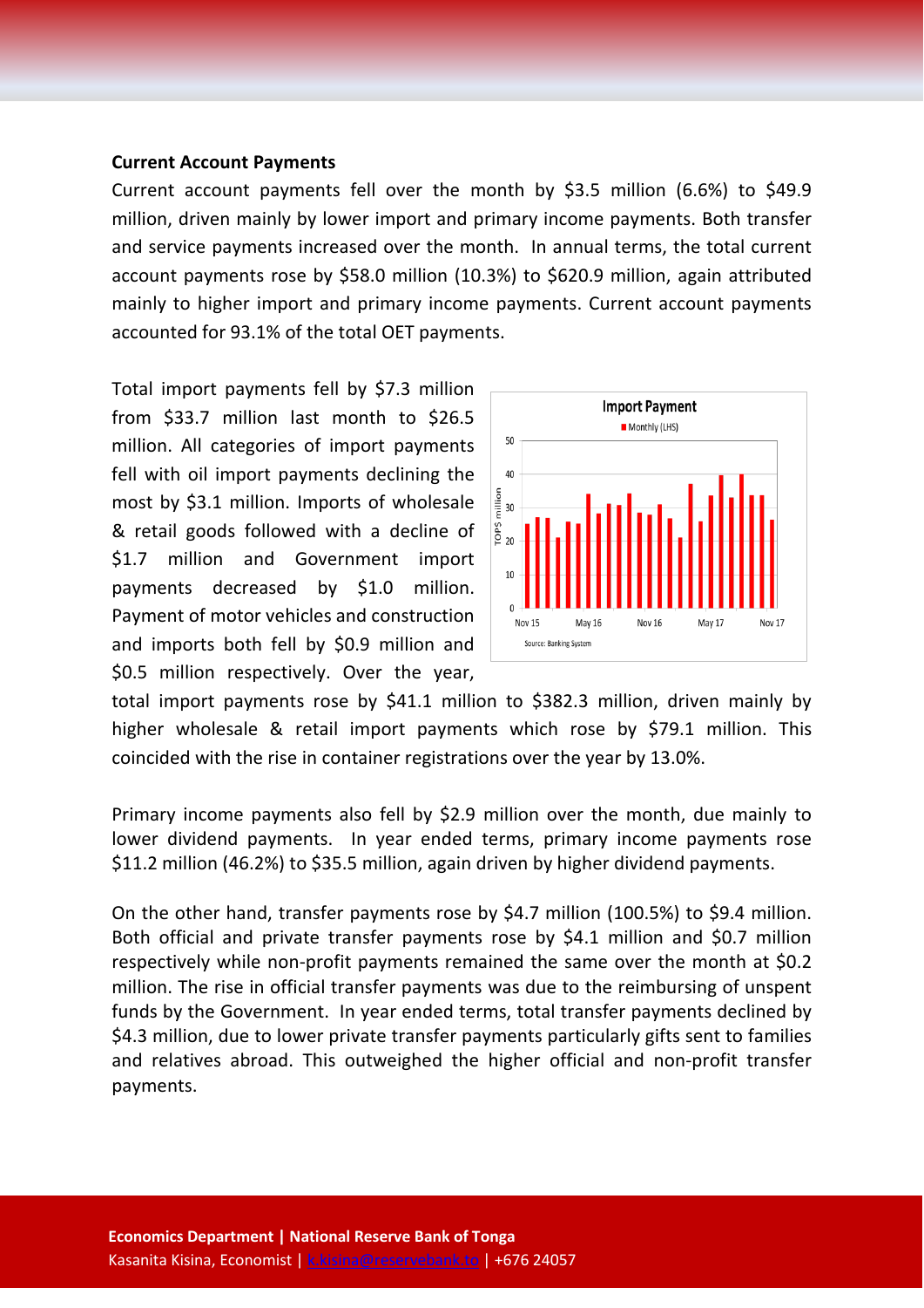**Current Account Payments**

Current account payments fell over the month by $3.5 million (6.6%) to $49.9 million, driven mainly by lower import and primary income payments. Both transfer and service payments increased over the month. In annual terms, the total current account payments rose by $58.0 million (10.3%) to $620.9 million, again attributed mainly to higher import and primary income payments. Current account payments accounted for 93.1% of the total OET payments.

Total import payments fell by $7.3 million from $33.7 million last month to $26.5 million. All categories of import payments fell with oil import payments declining the most by $3.1 million. Imports of wholesale & retail goods followed with a decline of $1.7 million and Government import payments decreased by $1.0 million. Payment of motor vehicles and construction and imports both fell by $0.9 million and $0.5 million respectively. Over the year, total import payments rose by $41.1 million to $382.3 million, driven mainly by higher wholesale & retail import payments which rose by $79.1 million. This coincided with the rise in container registrations over the year by 13.0%.

Primary income payments also fell by $2.9 million over the month, due mainly to lower dividend payments. In year ended terms, primary income payments rose $11.2 million (46.2%) to $35.5 million, again driven by higher dividend payments.

On the other hand, transfer payments rose by $4.7 million (100.5%) to $9.4 million. Both official and private transfer payments rose by $4.1 million and $0.7 million respectively while non-profit payments remained the same over the month at $0.2 million. The rise in official transfer payments was due to the reimbursing of unspent funds by the Government. In year ended terms, total transfer payments declined by $4.3 million, due to lower private transfer payments particularly gifts sent to families and relatives abroad. This outweighed the higher official and non-profit transfer payments.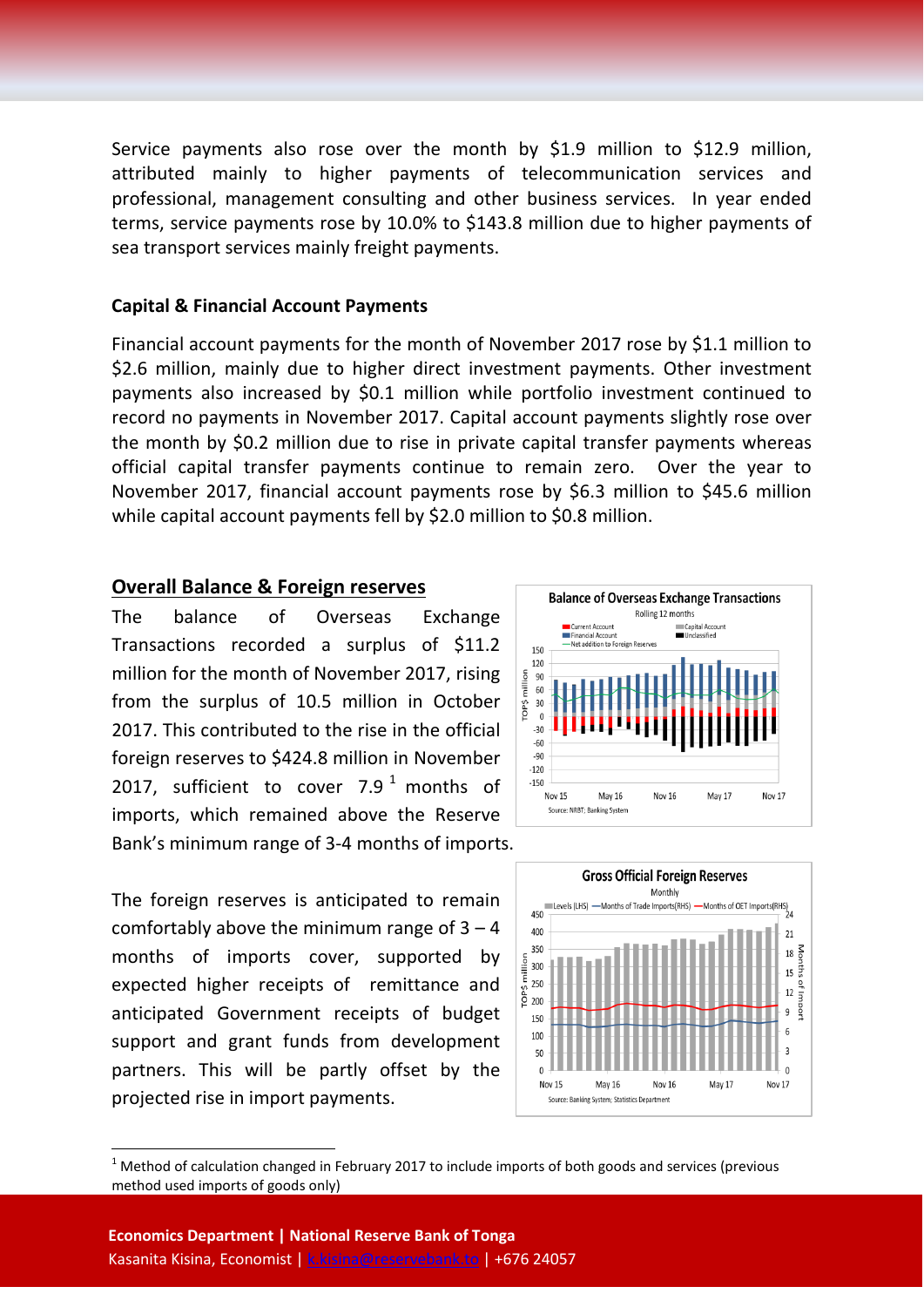Service payments also rose over the month by $1.9 million to $12.9 million, attributed mainly to higher payments of telecommunication services and professional, management consulting and other business services. In year ended terms, service payments rose by 10.0% to $143.8 million due to higher payments of sea transport services mainly freight payments.

**Capital & Financial Account Payments**

Financial account payments for the month of November 2017 rose by $1.1 million to $2.6 million, mainly due to higher direct investment payments. Other investment payments also increased by $0.1 million while portfolio investment continued to record no payments in November 2017. Capital account payments slightly rose over the month by $0.2 million due to rise in private capital transfer payments whereas official capital transfer payments continue to remain zero. Over the year to November 2017, financial account payments rose by $6.3 million to $45.6 million while capital account payments fell by $2.0 million to $0.8 million.

## Overall Balance & Foreign reserves

The balance of Overseas Exchange Transactions recorded a surplus of $11.2 million for the month of November 2017, rising from the surplus of 10.5 million in October 2017. This contributed to the rise in the official foreign reserves to $424.8 million in November 2017, sufficient to cover 7.9 [1] months of imports, which remained above the Reserve Bank's minimum range of 3-4 months of imports.

The foreign reserves is anticipated to remain comfortably above the minimum range of 3 – 4 months of imports cover, supported by expected higher receipts of remittance and anticipated Government receipts of budget support and grant funds from development partners. This will be partly offset by the projected rise in import payments.

[1] Method of calculation changed in February 2017 to include imports of both goods and services (previous method used imports of goods only)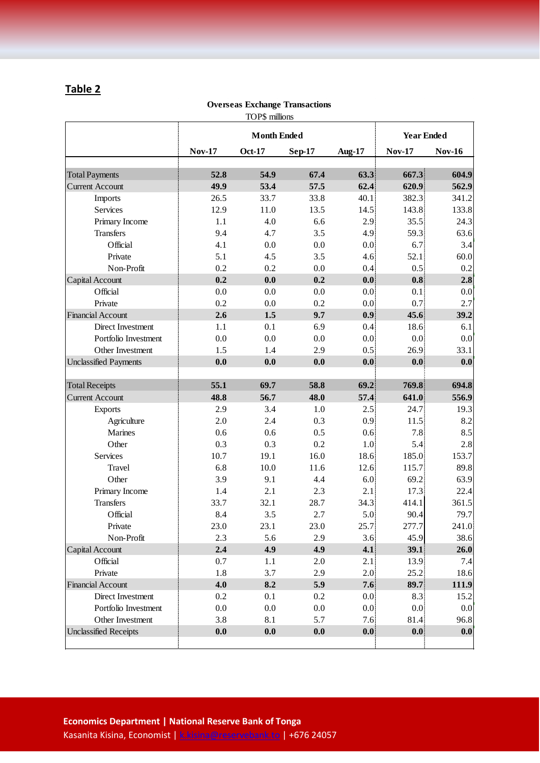## Table 2

**Overseas Exchange Transactions**

TOP$ millions

| | Month Ended | | | | Year Ended | |
|---|---|---|---|---|---|---|
| | **Nov-17** | **Oct-17** | **Sep-17** | **Aug-17** | **Nov-17** | **Nov-16** |
| Total Payments | **52.8** | **54.9** | **67.4** | **63.3** | **667.3** | **604.9** |
| Current Account | **49.9** | **53.4** | **57.5** | **62.4** | **620.9** | **562.9** |
| Imports | 26.5 | 33.7 | 33.8 | 40.1 | 382.3 | 341.2 |
| Services | 12.9 | 11.0 | 13.5 | 14.5 | 143.8 | 133.8 |
| Primary Income | 1.1 | 4.0 | 6.6 | 2.9 | 35.5 | 24.3 |
| Transfers | 9.4 | 4.7 | 3.5 | 4.9 | 59.3 | 63.6 |
| Official | 4.1 | 0.0 | 0.0 | 0.0 | 6.7 | 3.4 |
| Private | 5.1 | 4.5 | 3.5 | 4.6 | 52.1 | 60.0 |
| Non-Profit | 0.2 | 0.2 | 0.0 | 0.4 | 0.5 | 0.2 |
| Capital Account | **0.2** | **0.0** | **0.2** | **0.0** | **0.8** | **2.8** |
| Official | 0.0 | 0.0 | 0.0 | 0.0 | 0.1 | 0.0 |
| Private | 0.2 | 0.0 | 0.2 | 0.0 | 0.7 | 2.7 |
| Financial Account | **2.6** | **1.5** | **9.7** | **0.9** | **45.6** | **39.2** |
| Direct Investment | 1.1 | 0.1 | 6.9 | 0.4 | 18.6 | 6.1 |
| Portfolio Investment | 0.0 | 0.0 | 0.0 | 0.0 | 0.0 | 0.0 |
| Other Investment | 1.5 | 1.4 | 2.9 | 0.5 | 26.9 | 33.1 |
| Unclassified Payments | **0.0** | **0.0** | **0.0** | **0.0** | **0.0** | **0.0** |
| Total Receipts | **55.1** | **69.7** | **58.8** | **69.2** | **769.8** | **694.8** |
| Current Account | **48.8** | **56.7** | **48.0** | **57.4** | **641.0** | **556.9** |
| Exports | 2.9 | 3.4 | 1.0 | 2.5 | 24.7 | 19.3 |
| Agriculture | 2.0 | 2.4 | 0.3 | 0.9 | 11.5 | 8.2 |
| Marines | 0.6 | 0.6 | 0.5 | 0.6 | 7.8 | 8.5 |
| Other | 0.3 | 0.3 | 0.2 | 1.0 | 5.4 | 2.8 |
| Services | 10.7 | 19.1 | 16.0 | 18.6 | 185.0 | 153.7 |
| Travel | 6.8 | 10.0 | 11.6 | 12.6 | 115.7 | 89.8 |
| Other | 3.9 | 9.1 | 4.4 | 6.0 | 69.2 | 63.9 |
| Primary Income | 1.4 | 2.1 | 2.3 | 2.1 | 17.3 | 22.4 |
| Transfers | 33.7 | 32.1 | 28.7 | 34.3 | 414.1 | 361.5 |
| Official | 8.4 | 3.5 | 2.7 | 5.0 | 90.4 | 79.7 |
| Private | 23.0 | 23.1 | 23.0 | 25.7 | 277.7 | 241.0 |
| Non-Profit | 2.3 | 5.6 | 2.9 | 3.6 | 45.9 | 38.6 |
| Capital Account | **2.4** | **4.9** | **4.9** | **4.1** | **39.1** | **26.0** |
| Official | 0.7 | 1.1 | 2.0 | 2.1 | 13.9 | 7.4 |
| Private | 1.8 | 3.7 | 2.9 | 2.0 | 25.2 | 18.6 |
| Financial Account | **4.0** | **8.2** | **5.9** | **7.6** | **89.7** | **111.9** |
| Direct Investment | 0.2 | 0.1 | 0.2 | 0.0 | 8.3 | 15.2 |
| Portfolio Investment | 0.0 | 0.0 | 0.0 | 0.0 | 0.0 | 0.0 |
| Other Investment | 3.8 | 8.1 | 5.7 | 7.6 | 81.4 | 96.8 |
| Unclassified Receipts | **0.0** | **0.0** | **0.0** | **0.0** | **0.0** | **0.0** |

**Economics Department | National Reserve Bank of Tonga**

Kasanita Kisina, Economist | k.kisina@reservebank.to | +676 24057